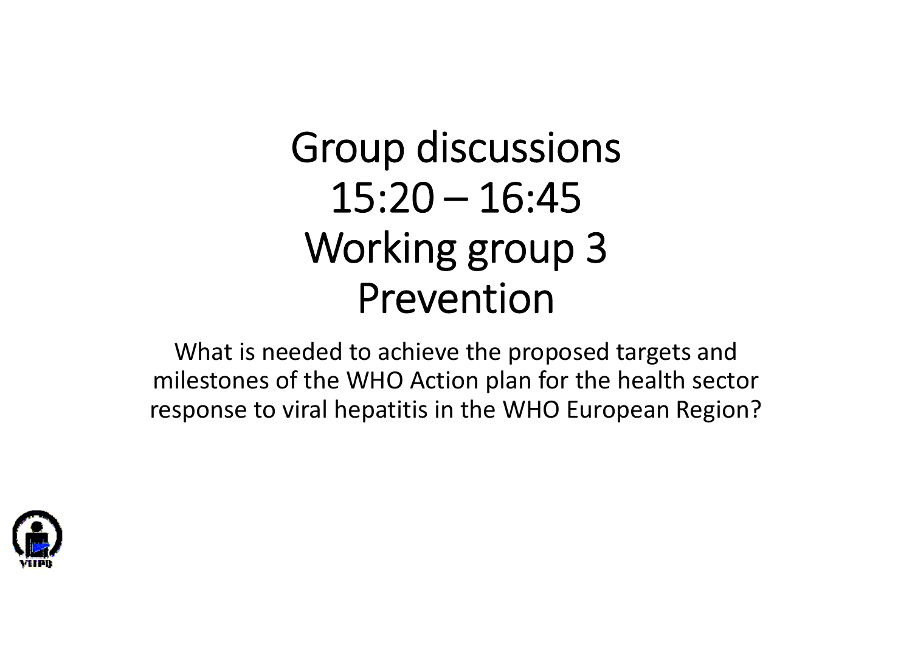# Group discussions
# 15:20 – 16:45
# Working group 3
# Prevention

What is needed to achieve the proposed targets and milestones of the WHO Action plan for the health sector response to viral hepatitis in the WHO European Region?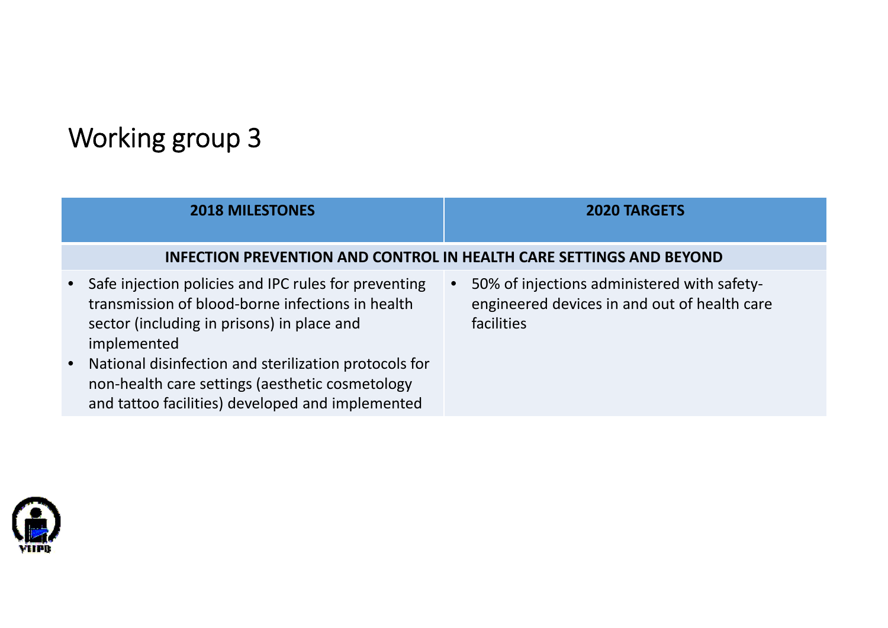# Working group 3

| 2018 MILESTONES | 2020 TARGETS |
|---|---|
| **INFECTION PREVENTION AND CONTROL IN HEALTH CARE SETTINGS AND BEYOND** | |
| • Safe injection policies and IPC rules for preventing transmission of blood-borne infections in health sector (including in prisons) in place and implemented<br>• National disinfection and sterilization protocols for non-health care settings (aesthetic cosmetology and tattoo facilities) developed and implemented | • 50% of injections administered with safety-engineered devices in and out of health care facilities |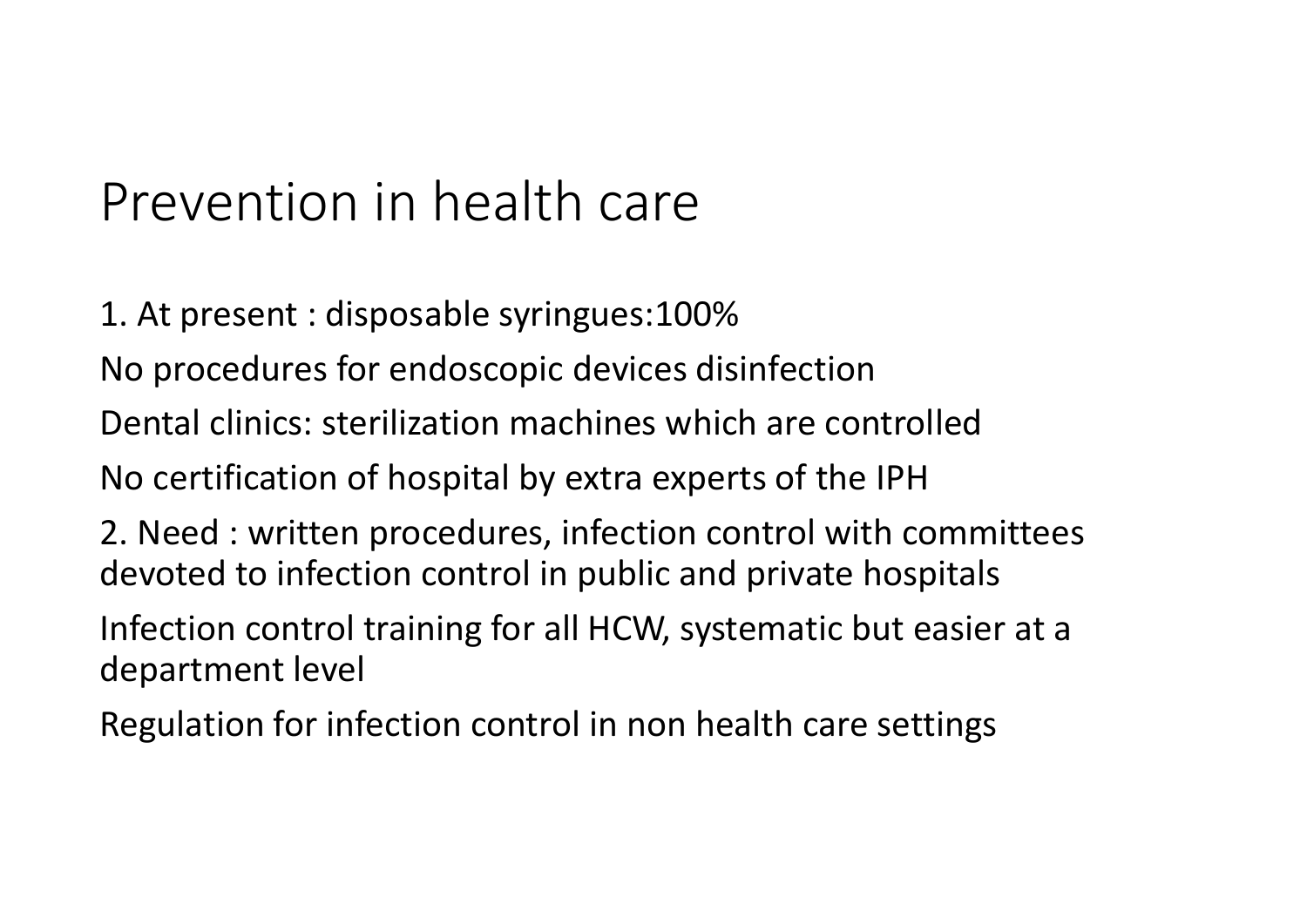# Prevention in health care

1. At present : disposable syringues:100%

No procedures for endoscopic devices disinfection

Dental clinics: sterilization machines which are controlled

No certification of hospital by extra experts of the IPH

2. Need : written procedures, infection control with committees devoted to infection control in public and private hospitals

Infection control training for all HCW, systematic but easier at a department level

Regulation for infection control in non health care settings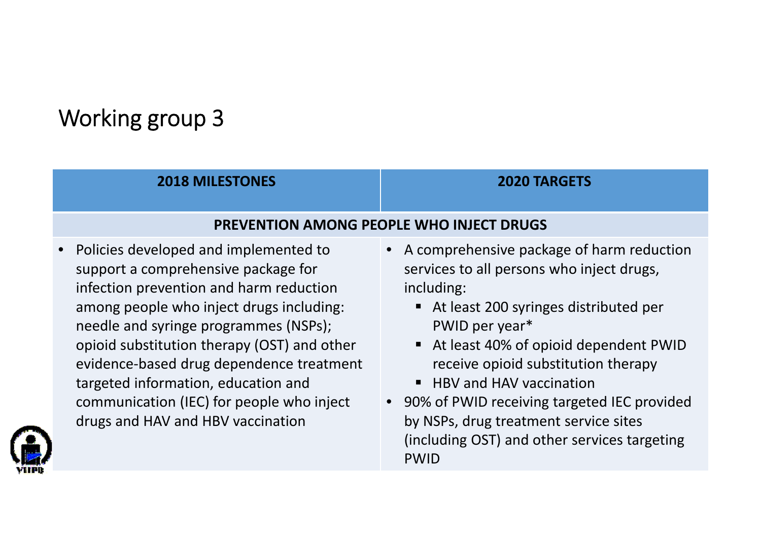# Working group 3

| 2018 MILESTONES | 2020 TARGETS |
|---|---|
| **PREVENTION AMONG PEOPLE WHO INJECT DRUGS** | |
| • Policies developed and implemented to support a comprehensive package for infection prevention and harm reduction among people who inject drugs including: needle and syringe programmes (NSPs); opioid substitution therapy (OST) and other evidence-based drug dependence treatment targeted information, education and communication (IEC) for people who inject drugs and HAV and HBV vaccination | • A comprehensive package of harm reduction services to all persons who inject drugs, including:<br>▪ At least 200 syringes distributed per PWID per year*<br>▪ At least 40% of opioid dependent PWID receive opioid substitution therapy<br>▪ HBV and HAV vaccination<br>• 90% of PWID receiving targeted IEC provided by NSPs, drug treatment service sites (including OST) and other services targeting PWID |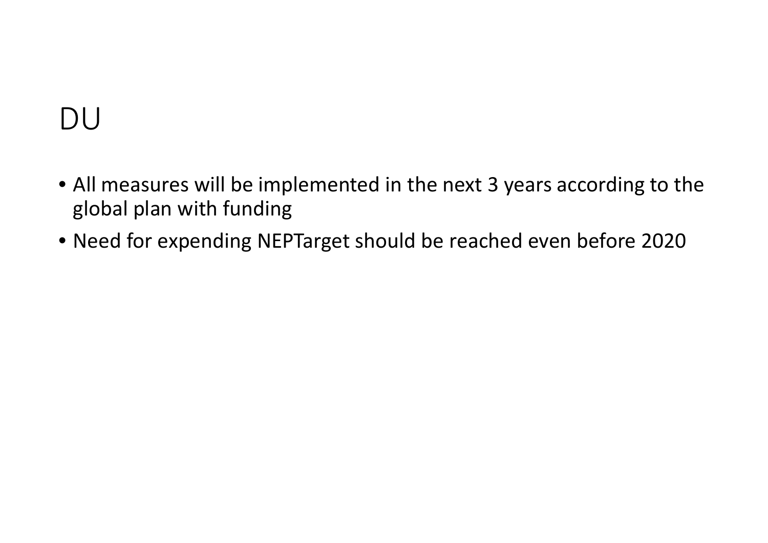# DU

- All measures will be implemented in the next 3 years according to the global plan with funding
- Need for expending NEPTarget should be reached even before 2020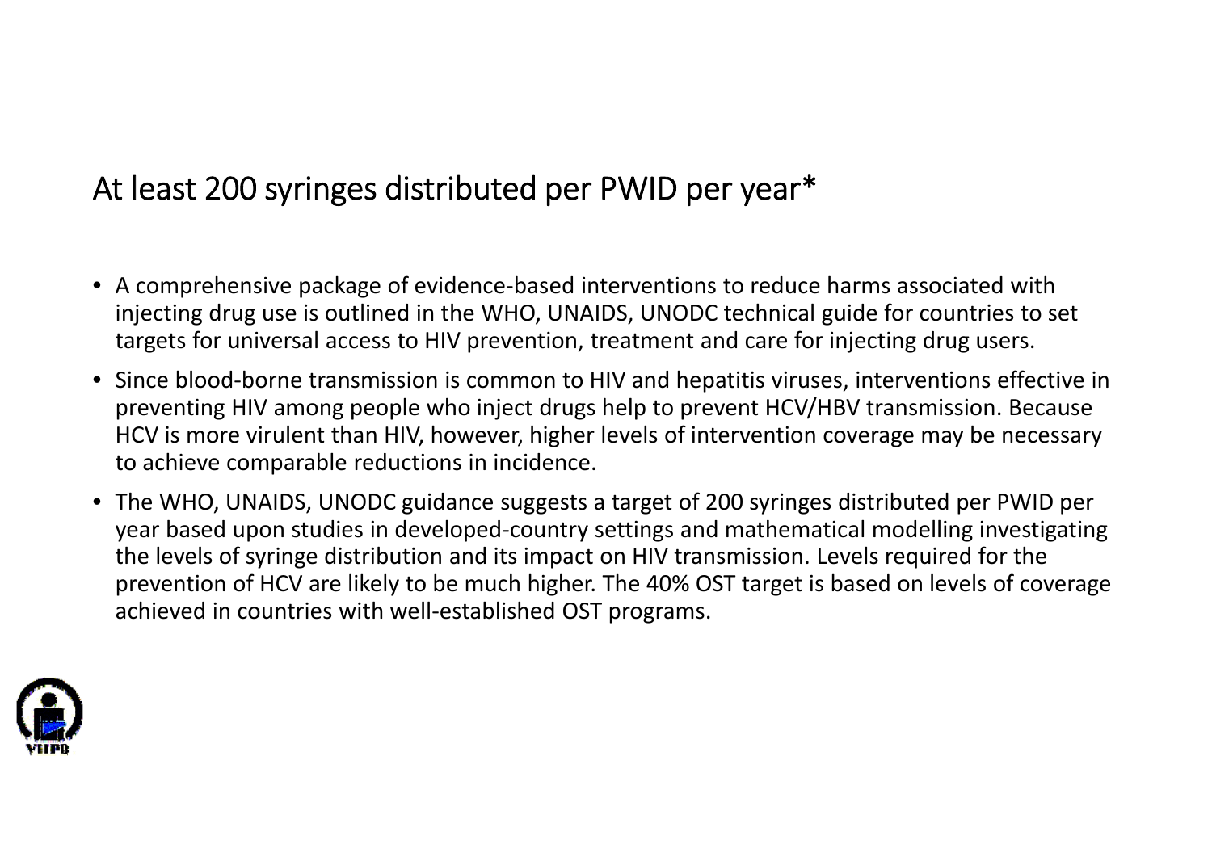# At least 200 syringes distributed per PWID per year*

- A comprehensive package of evidence-based interventions to reduce harms associated with injecting drug use is outlined in the WHO, UNAIDS, UNODC technical guide for countries to set targets for universal access to HIV prevention, treatment and care for injecting drug users.
- Since blood-borne transmission is common to HIV and hepatitis viruses, interventions effective in preventing HIV among people who inject drugs help to prevent HCV/HBV transmission. Because HCV is more virulent than HIV, however, higher levels of intervention coverage may be necessary to achieve comparable reductions in incidence.
- The WHO, UNAIDS, UNODC guidance suggests a target of 200 syringes distributed per PWID per year based upon studies in developed-country settings and mathematical modelling investigating the levels of syringe distribution and its impact on HIV transmission. Levels required for the prevention of HCV are likely to be much higher. The 40% OST target is based on levels of coverage achieved in countries with well-established OST programs.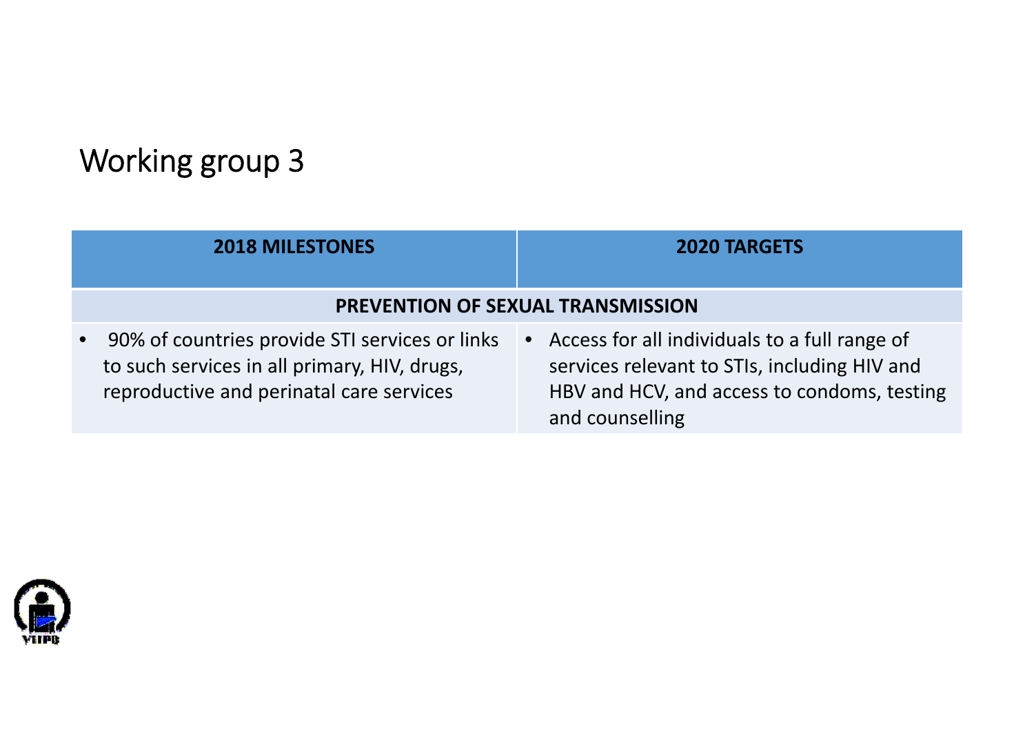# Working group 3

| 2018 MILESTONES | 2020 TARGETS |
| --- | --- |
| **PREVENTION OF SEXUAL TRANSMISSION** | |
| • 90% of countries provide STI services or links to such services in all primary, HIV, drugs, reproductive and perinatal care services | • Access for all individuals to a full range of services relevant to STIs, including HIV and HBV and HCV, and access to condoms, testing and counselling |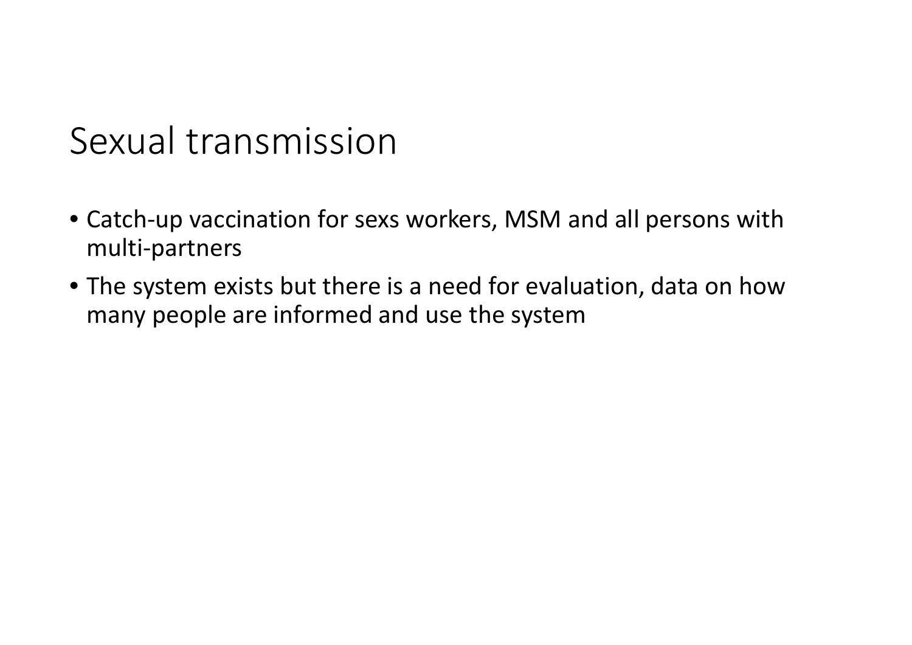# Sexual transmission

- Catch-up vaccination for sexs workers, MSM and all persons with multi-partners
- The system exists but there is a need for evaluation, data on how many people are informed and use the system